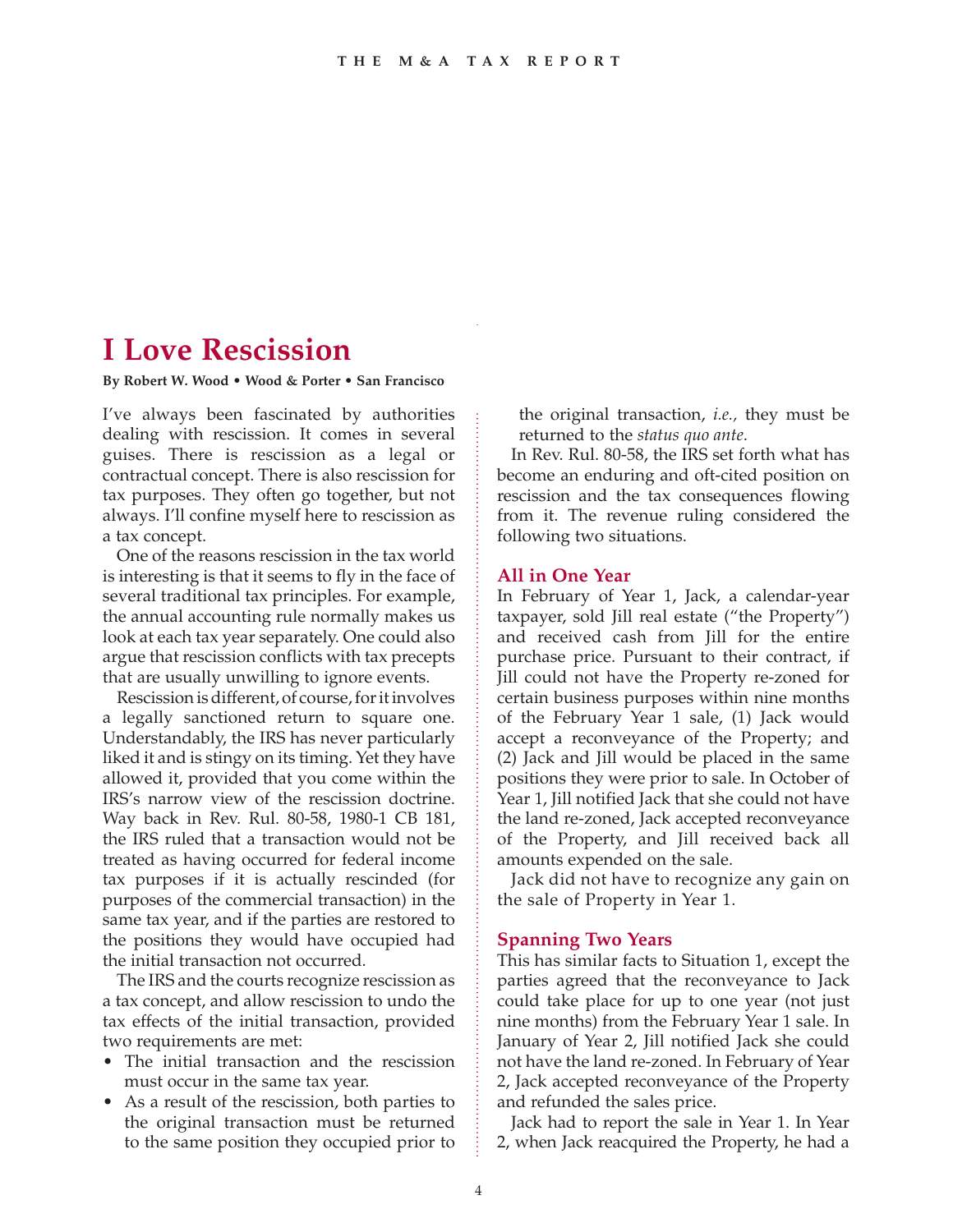# I Love Rescission

**By Robert W. Wood • Wood & Porter • San Francisco**

I've always been fascinated by authorities dealing with rescission. It comes in several guises. There is rescission as a legal or contractual concept. There is also rescission for tax purposes. They often go together, but not always. I'll confine myself here to rescission as a tax concept.

One of the reasons rescission in the tax world is interesting is that it seems to fly in the face of several traditional tax principles. For example, the annual accounting rule normally makes us look at each tax year separately. One could also argue that rescission conflicts with tax precepts that are usually unwilling to ignore events.

Rescission is different, of course, for it involves a legally sanctioned return to square one. Understandably, the IRS has never particularly liked it and is stingy on its timing. Yet they have allowed it, provided that you come within the IRS's narrow view of the rescission doctrine. Way back in Rev. Rul. 80-58, 1980-1 CB 181, the IRS ruled that a transaction would not be treated as having occurred for federal income tax purposes if it is actually rescinded (for purposes of the commercial transaction) in the same tax year, and if the parties are restored to the positions they would have occupied had the initial transaction not occurred.

The IRS and the courts recognize rescission as a tax concept, and allow rescission to undo the tax effects of the initial transaction, provided two requirements are met:

- The initial transaction and the rescission must occur in the same tax year.
- As a result of the rescission, both parties to the original transaction must be returned to the same position they occupied prior to the original transaction, *i.e.,* they must be returned to the *status quo ante*.

In Rev. Rul. 80-58, the IRS set forth what has become an enduring and oft-cited position on rescission and the tax consequences flowing from it. The revenue ruling considered the following two situations.

## All in One Year

In February of Year 1, Jack, a calendar-year taxpayer, sold Jill real estate ("the Property") and received cash from Jill for the entire purchase price. Pursuant to their contract, if Jill could not have the Property re-zoned for certain business purposes within nine months of the February Year 1 sale, (1) Jack would accept a reconveyance of the Property; and (2) Jack and Jill would be placed in the same positions they were prior to sale. In October of Year 1, Jill notified Jack that she could not have the land re-zoned, Jack accepted reconveyance of the Property, and Jill received back all amounts expended on the sale.

Jack did not have to recognize any gain on the sale of Property in Year 1.

## Spanning Two Years

This has similar facts to Situation 1, except the parties agreed that the reconveyance to Jack could take place for up to one year (not just nine months) from the February Year 1 sale. In January of Year 2, Jill notified Jack she could not have the land re-zoned. In February of Year 2, Jack accepted reconveyance of the Property and refunded the sales price.

Jack had to report the sale in Year 1. In Year 2, when Jack reacquired the Property, he had a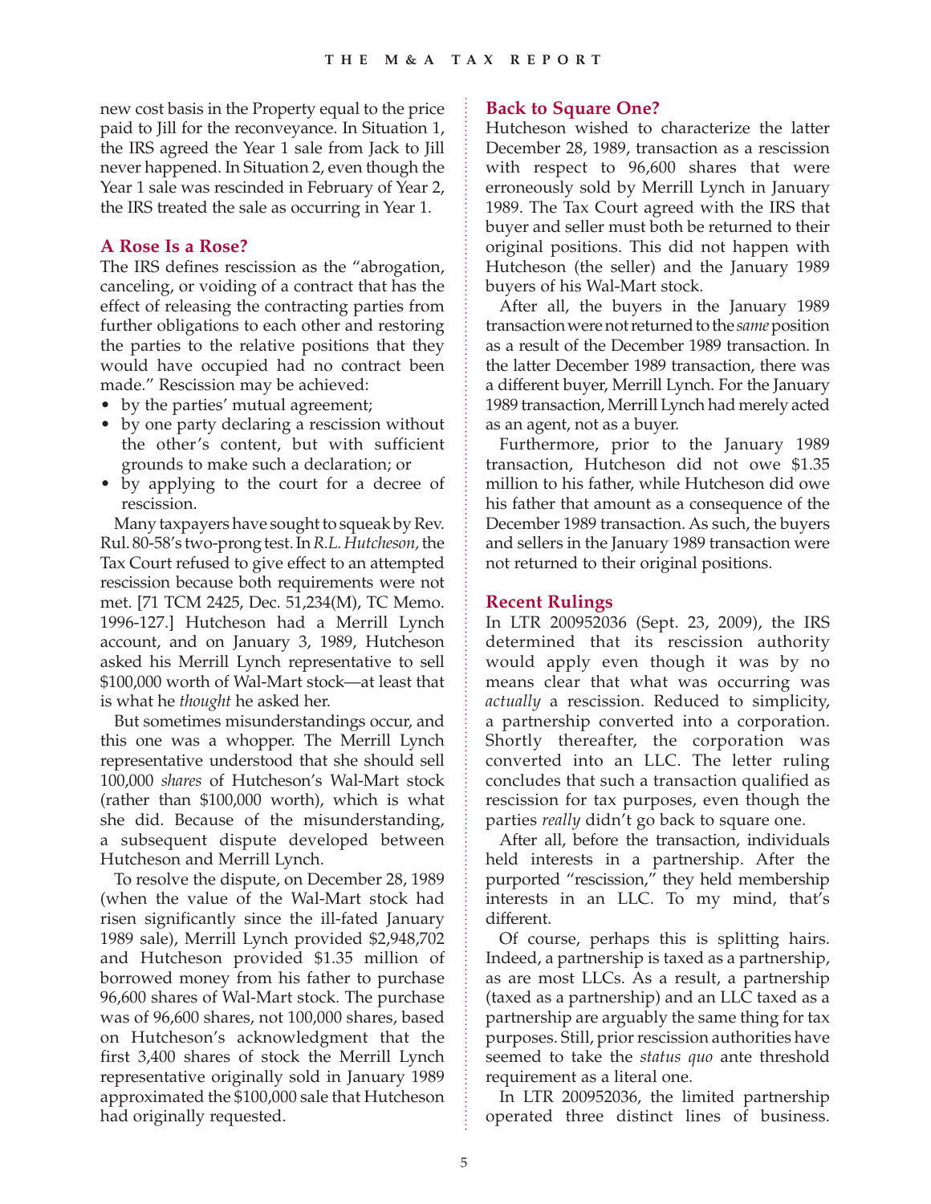new cost basis in the Property equal to the price paid to Jill for the reconveyance. In Situation 1, the IRS agreed the Year 1 sale from Jack to Jill never happened. In Situation 2, even though the Year 1 sale was rescinded in February of Year 2, the IRS treated the sale as occurring in Year 1.

## A Rose Is a Rose?

The IRS defines rescission as the "abrogation, canceling, or voiding of a contract that has the effect of releasing the contracting parties from further obligations to each other and restoring the parties to the relative positions that they would have occupied had no contract been made." Rescission may be achieved:

- by the parties' mutual agreement;
- by one party declaring a rescission without the other's content, but with sufficient grounds to make such a declaration; or
- by applying to the court for a decree of rescission.

Many taxpayers have sought to squeak by Rev. Rul. 80-58's two-prong test. In *R.L. Hutcheson,* the Tax Court refused to give effect to an attempted rescission because both requirements were not met. [71 TCM 2425, Dec. 51,234(M), TC Memo. 1996-127.] Hutcheson had a Merrill Lynch account, and on January 3, 1989, Hutcheson asked his Merrill Lynch representative to sell $100,000 worth of Wal-Mart stock—at least that is what he *thought* he asked her.

But sometimes misunderstandings occur, and this one was a whopper. The Merrill Lynch representative understood that she should sell 100,000 *shares* of Hutcheson's Wal-Mart stock (rather than $100,000 worth), which is what she did. Because of the misunderstanding, a subsequent dispute developed between Hutcheson and Merrill Lynch.

To resolve the dispute, on December 28, 1989 (when the value of the Wal-Mart stock had risen significantly since the ill-fated January 1989 sale), Merrill Lynch provided $2,948,702 and Hutcheson provided $1.35 million of borrowed money from his father to purchase 96,600 shares of Wal-Mart stock. The purchase was of 96,600 shares, not 100,000 shares, based on Hutcheson's acknowledgment that the first 3,400 shares of stock the Merrill Lynch representative originally sold in January 1989 approximated the $100,000 sale that Hutcheson had originally requested.

## Back to Square One?

Hutcheson wished to characterize the latter December 28, 1989, transaction as a rescission with respect to 96,600 shares that were erroneously sold by Merrill Lynch in January 1989. The Tax Court agreed with the IRS that buyer and seller must both be returned to their original positions. This did not happen with Hutcheson (the seller) and the January 1989 buyers of his Wal-Mart stock.

After all, the buyers in the January 1989 transaction were not returned to the *same* position as a result of the December 1989 transaction. In the latter December 1989 transaction, there was a different buyer, Merrill Lynch. For the January 1989 transaction, Merrill Lynch had merely acted as an agent, not as a buyer.

Furthermore, prior to the January 1989 transaction, Hutcheson did not owe $1.35 million to his father, while Hutcheson did owe his father that amount as a consequence of the December 1989 transaction. As such, the buyers and sellers in the January 1989 transaction were not returned to their original positions.

## Recent Rulings

In LTR 200952036 (Sept. 23, 2009), the IRS determined that its rescission authority would apply even though it was by no means clear that what was occurring was *actually* a rescission. Reduced to simplicity, a partnership converted into a corporation. Shortly thereafter, the corporation was converted into an LLC. The letter ruling concludes that such a transaction qualified as rescission for tax purposes, even though the parties *really* didn't go back to square one.

After all, before the transaction, individuals held interests in a partnership. After the purported "rescission," they held membership interests in an LLC. To my mind, that's different.

Of course, perhaps this is splitting hairs. Indeed, a partnership is taxed as a partnership, as are most LLCs. As a result, a partnership (taxed as a partnership) and an LLC taxed as a partnership are arguably the same thing for tax purposes. Still, prior rescission authorities have seemed to take the *status quo* ante threshold requirement as a literal one.

In LTR 200952036, the limited partnership operated three distinct lines of business.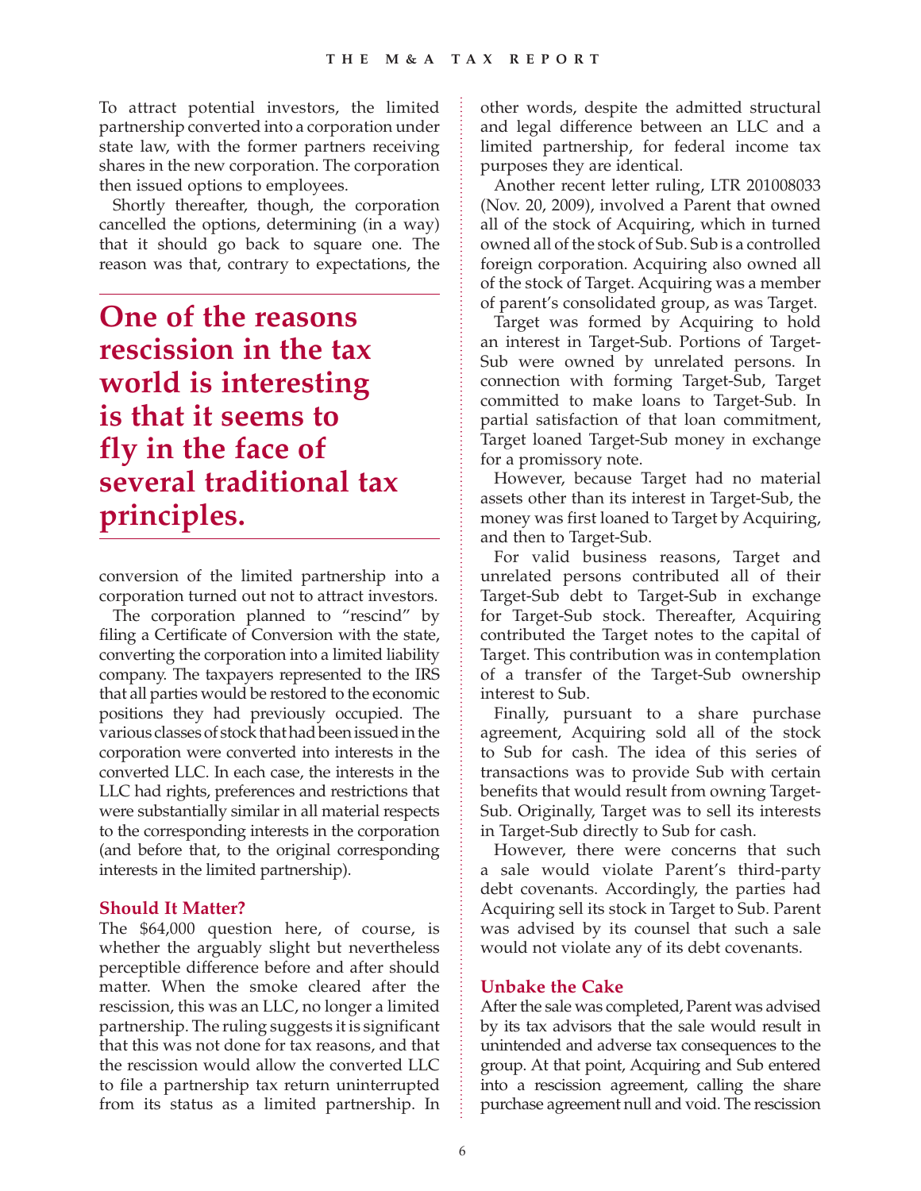To attract potential investors, the limited partnership converted into a corporation under state law, with the former partners receiving shares in the new corporation. The corporation then issued options to employees.

Shortly thereafter, though, the corporation cancelled the options, determining (in a way) that it should go back to square one. The reason was that, contrary to expectations, the conversion of the limited partnership into a corporation turned out not to attract investors.

> **One of the reasons rescission in the tax world is interesting is that it seems to fly in the face of several traditional tax principles.**

The corporation planned to "rescind" by filing a Certificate of Conversion with the state, converting the corporation into a limited liability company. The taxpayers represented to the IRS that all parties would be restored to the economic positions they had previously occupied. The various classes of stock that had been issued in the corporation were converted into interests in the converted LLC. In each case, the interests in the LLC had rights, preferences and restrictions that were substantially similar in all material respects to the corresponding interests in the corporation (and before that, to the original corresponding interests in the limited partnership).

### Should It Matter?

The $64,000 question here, of course, is whether the arguably slight but nevertheless perceptible difference before and after should matter. When the smoke cleared after the rescission, this was an LLC, no longer a limited partnership. The ruling suggests it is significant that this was not done for tax reasons, and that the rescission would allow the converted LLC to file a partnership tax return uninterrupted from its status as a limited partnership. In other words, despite the admitted structural and legal difference between an LLC and a limited partnership, for federal income tax purposes they are identical.

Another recent letter ruling, LTR 201008033 (Nov. 20, 2009), involved a Parent that owned all of the stock of Acquiring, which in turned owned all of the stock of Sub. Sub is a controlled foreign corporation. Acquiring also owned all of the stock of Target. Acquiring was a member of parent's consolidated group, as was Target.

Target was formed by Acquiring to hold an interest in Target-Sub. Portions of Target-Sub were owned by unrelated persons. In connection with forming Target-Sub, Target committed to make loans to Target-Sub. In partial satisfaction of that loan commitment, Target loaned Target-Sub money in exchange for a promissory note.

However, because Target had no material assets other than its interest in Target-Sub, the money was first loaned to Target by Acquiring, and then to Target-Sub.

For valid business reasons, Target and unrelated persons contributed all of their Target-Sub debt to Target-Sub in exchange for Target-Sub stock. Thereafter, Acquiring contributed the Target notes to the capital of Target. This contribution was in contemplation of a transfer of the Target-Sub ownership interest to Sub.

Finally, pursuant to a share purchase agreement, Acquiring sold all of the stock to Sub for cash. The idea of this series of transactions was to provide Sub with certain benefits that would result from owning Target-Sub. Originally, Target was to sell its interests in Target-Sub directly to Sub for cash.

However, there were concerns that such a sale would violate Parent's third-party debt covenants. Accordingly, the parties had Acquiring sell its stock in Target to Sub. Parent was advised by its counsel that such a sale would not violate any of its debt covenants.

### Unbake the Cake

After the sale was completed, Parent was advised by its tax advisors that the sale would result in unintended and adverse tax consequences to the group. At that point, Acquiring and Sub entered into a rescission agreement, calling the share purchase agreement null and void. The rescission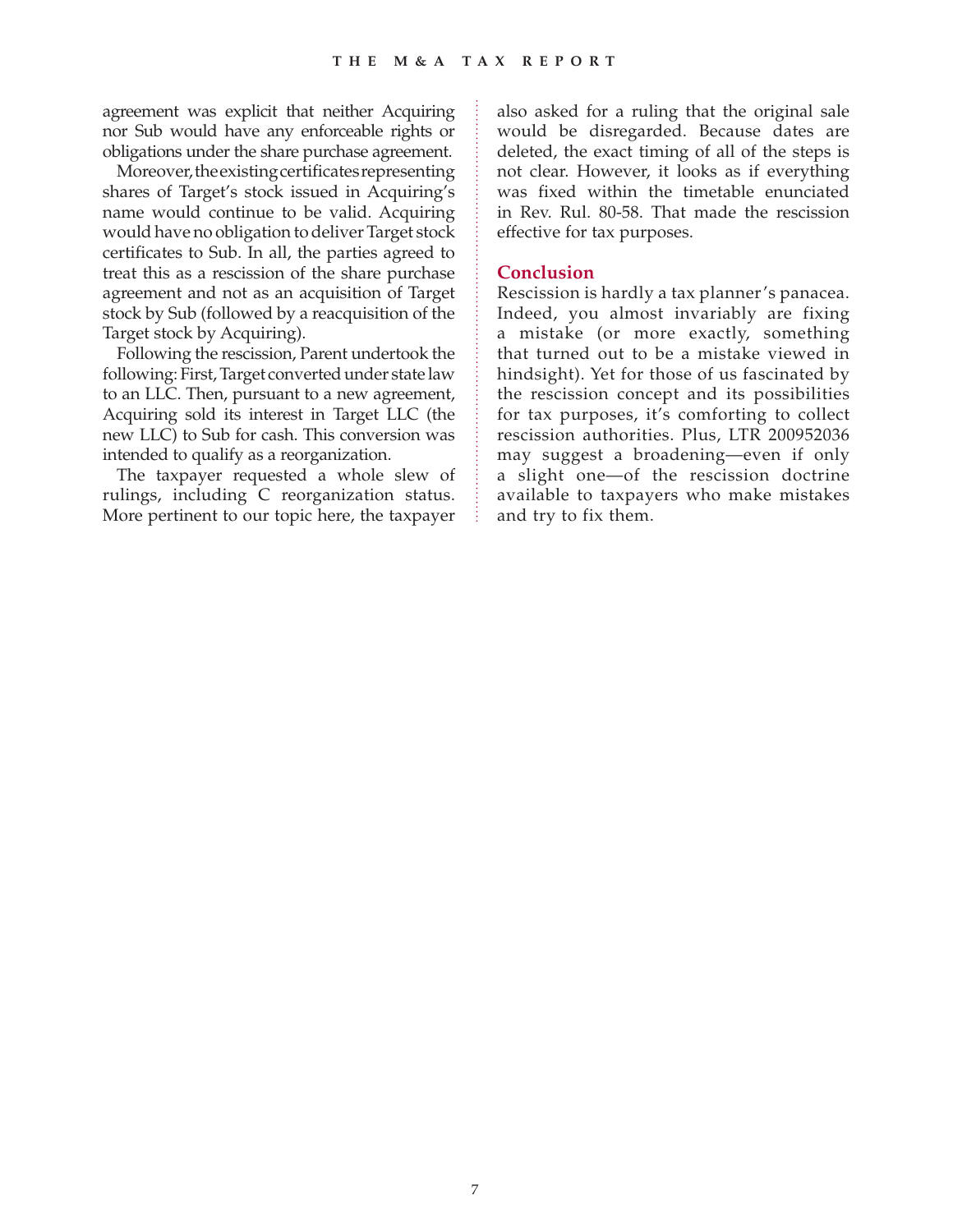agreement was explicit that neither Acquiring nor Sub would have any enforceable rights or obligations under the share purchase agreement.

Moreover, the existing certificates representing shares of Target's stock issued in Acquiring's name would continue to be valid. Acquiring would have no obligation to deliver Target stock certificates to Sub. In all, the parties agreed to treat this as a rescission of the share purchase agreement and not as an acquisition of Target stock by Sub (followed by a reacquisition of the Target stock by Acquiring).

Following the rescission, Parent undertook the following: First, Target converted under state law to an LLC. Then, pursuant to a new agreement, Acquiring sold its interest in Target LLC (the new LLC) to Sub for cash. This conversion was intended to qualify as a reorganization.

The taxpayer requested a whole slew of rulings, including C reorganization status. More pertinent to our topic here, the taxpayer also asked for a ruling that the original sale would be disregarded. Because dates are deleted, the exact timing of all of the steps is not clear. However, it looks as if everything was fixed within the timetable enunciated in Rev. Rul. 80-58. That made the rescission effective for tax purposes.

## Conclusion

Rescission is hardly a tax planner's panacea. Indeed, you almost invariably are fixing a mistake (or more exactly, something that turned out to be a mistake viewed in hindsight). Yet for those of us fascinated by the rescission concept and its possibilities for tax purposes, it's comforting to collect rescission authorities. Plus, LTR 200952036 may suggest a broadening—even if only a slight one—of the rescission doctrine available to taxpayers who make mistakes and try to fix them.